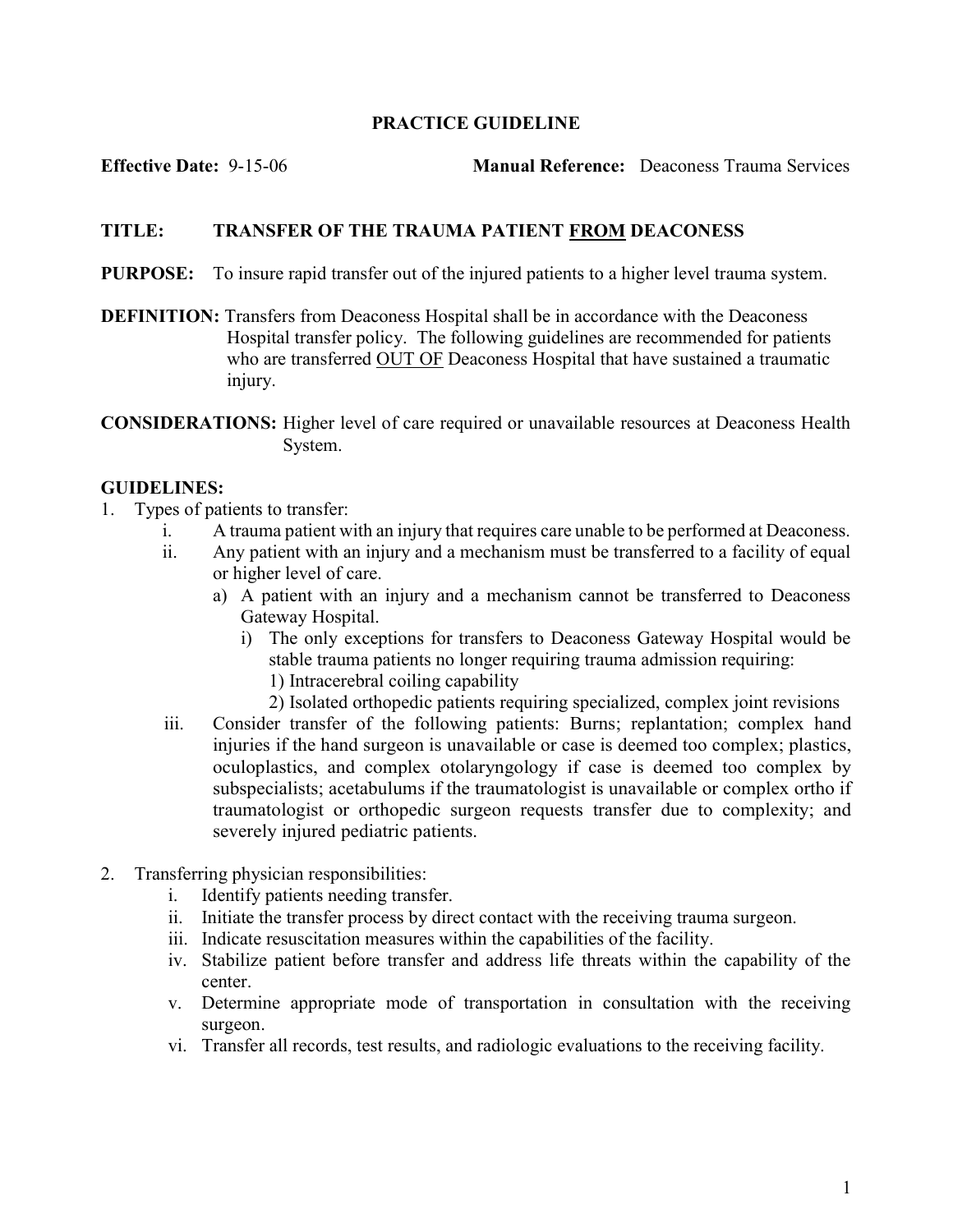## PRACTICE GUIDELINE

**Effective Date:** 9-15-06 **Manual Reference:** Deaconess Trauma Services

**TITLE:** TRANSFER OF THE TRAUMA PATIENT <u>FROM</u> DEACONESS

**PURPOSE:** To insure rapid transfer out of the injured patients to a higher level trauma system.

**DEFINITION:** Transfers from Deaconess Hospital shall be in accordance with the Deaconess Hospital transfer policy. The following guidelines are recommended for patients who are transferred <u>OUT OF</u> Deaconess Hospital that have sustained a traumatic injury.

**CONSIDERATIONS:** Higher level of care required or unavailable resources at Deaconess Health System.

**GUIDELINES:**

1. Types of patients to transfer:
   - i. A trauma patient with an injury that requires care unable to be performed at Deaconess.
   - ii. Any patient with an injury and a mechanism must be transferred to a facility of equal or higher level of care.
     - a) A patient with an injury and a mechanism cannot be transferred to Deaconess Gateway Hospital.
       - i) The only exceptions for transfers to Deaconess Gateway Hospital would be stable trauma patients no longer requiring trauma admission requiring:
         - 1) Intracerebral coiling capability
         - 2) Isolated orthopedic patients requiring specialized, complex joint revisions
   - iii. Consider transfer of the following patients: Burns; replantation; complex hand injuries if the hand surgeon is unavailable or case is deemed too complex; plastics, oculoplastics, and complex otolaryngology if case is deemed too complex by subspecialists; acetabulums if the traumatologist is unavailable or complex ortho if traumatologist or orthopedic surgeon requests transfer due to complexity; and severely injured pediatric patients.

2. Transferring physician responsibilities:
   - i. Identify patients needing transfer.
   - ii. Initiate the transfer process by direct contact with the receiving trauma surgeon.
   - iii. Indicate resuscitation measures within the capabilities of the facility.
   - iv. Stabilize patient before transfer and address life threats within the capability of the center.
   - v. Determine appropriate mode of transportation in consultation with the receiving surgeon.
   - vi. Transfer all records, test results, and radiologic evaluations to the receiving facility.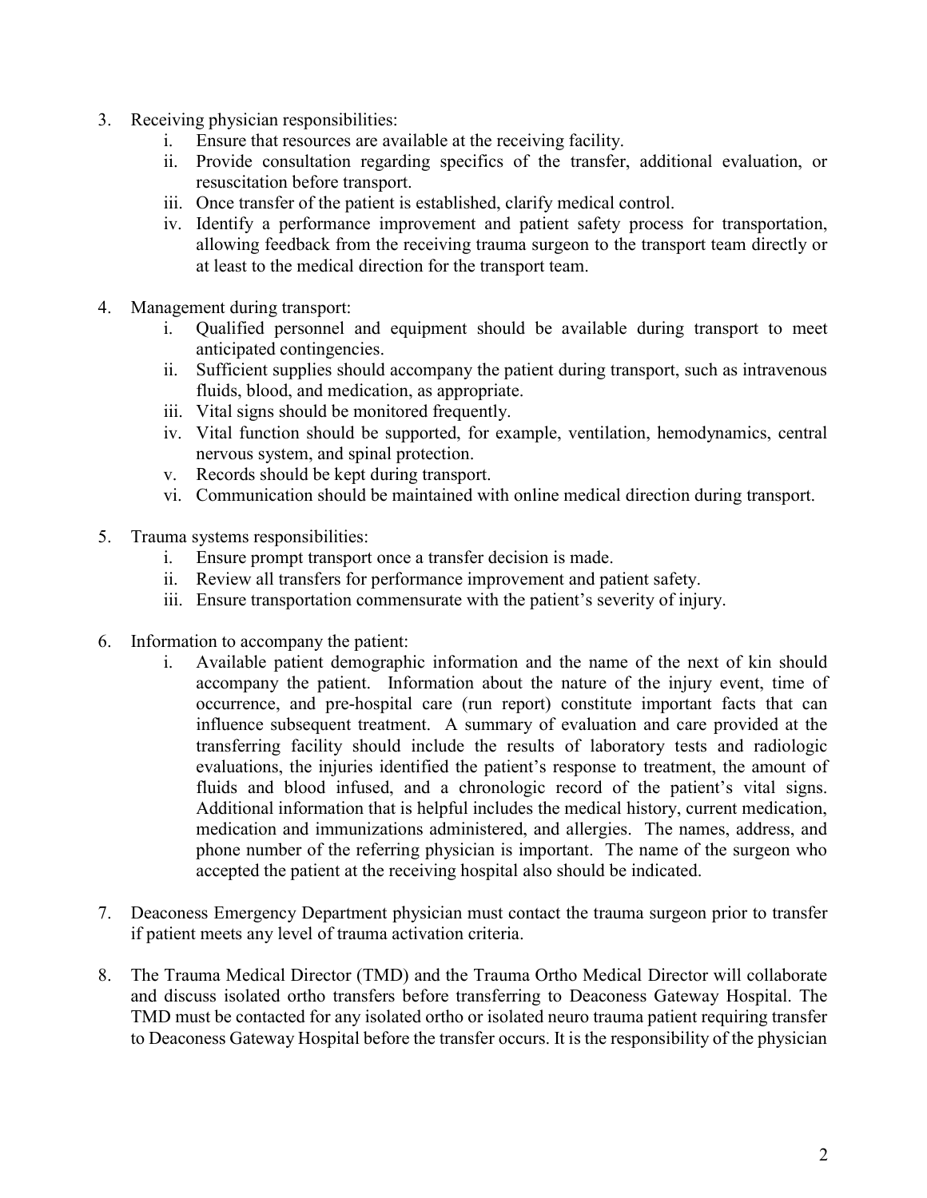3. Receiving physician responsibilities:
    i. Ensure that resources are available at the receiving facility.
    ii. Provide consultation regarding specifics of the transfer, additional evaluation, or resuscitation before transport.
    iii. Once transfer of the patient is established, clarify medical control.
    iv. Identify a performance improvement and patient safety process for transportation, allowing feedback from the receiving trauma surgeon to the transport team directly or at least to the medical direction for the transport team.

4. Management during transport:
    i. Qualified personnel and equipment should be available during transport to meet anticipated contingencies.
    ii. Sufficient supplies should accompany the patient during transport, such as intravenous fluids, blood, and medication, as appropriate.
    iii. Vital signs should be monitored frequently.
    iv. Vital function should be supported, for example, ventilation, hemodynamics, central nervous system, and spinal protection.
    v. Records should be kept during transport.
    vi. Communication should be maintained with online medical direction during transport.

5. Trauma systems responsibilities:
    i. Ensure prompt transport once a transfer decision is made.
    ii. Review all transfers for performance improvement and patient safety.
    iii. Ensure transportation commensurate with the patient's severity of injury.

6. Information to accompany the patient:
    i. Available patient demographic information and the name of the next of kin should accompany the patient. Information about the nature of the injury event, time of occurrence, and pre-hospital care (run report) constitute important facts that can influence subsequent treatment. A summary of evaluation and care provided at the transferring facility should include the results of laboratory tests and radiologic evaluations, the injuries identified the patient's response to treatment, the amount of fluids and blood infused, and a chronologic record of the patient's vital signs. Additional information that is helpful includes the medical history, current medication, medication and immunizations administered, and allergies. The names, address, and phone number of the referring physician is important. The name of the surgeon who accepted the patient at the receiving hospital also should be indicated.

7. Deaconess Emergency Department physician must contact the trauma surgeon prior to transfer if patient meets any level of trauma activation criteria.

8. The Trauma Medical Director (TMD) and the Trauma Ortho Medical Director will collaborate and discuss isolated ortho transfers before transferring to Deaconess Gateway Hospital. The TMD must be contacted for any isolated ortho or isolated neuro trauma patient requiring transfer to Deaconess Gateway Hospital before the transfer occurs. It is the responsibility of the physician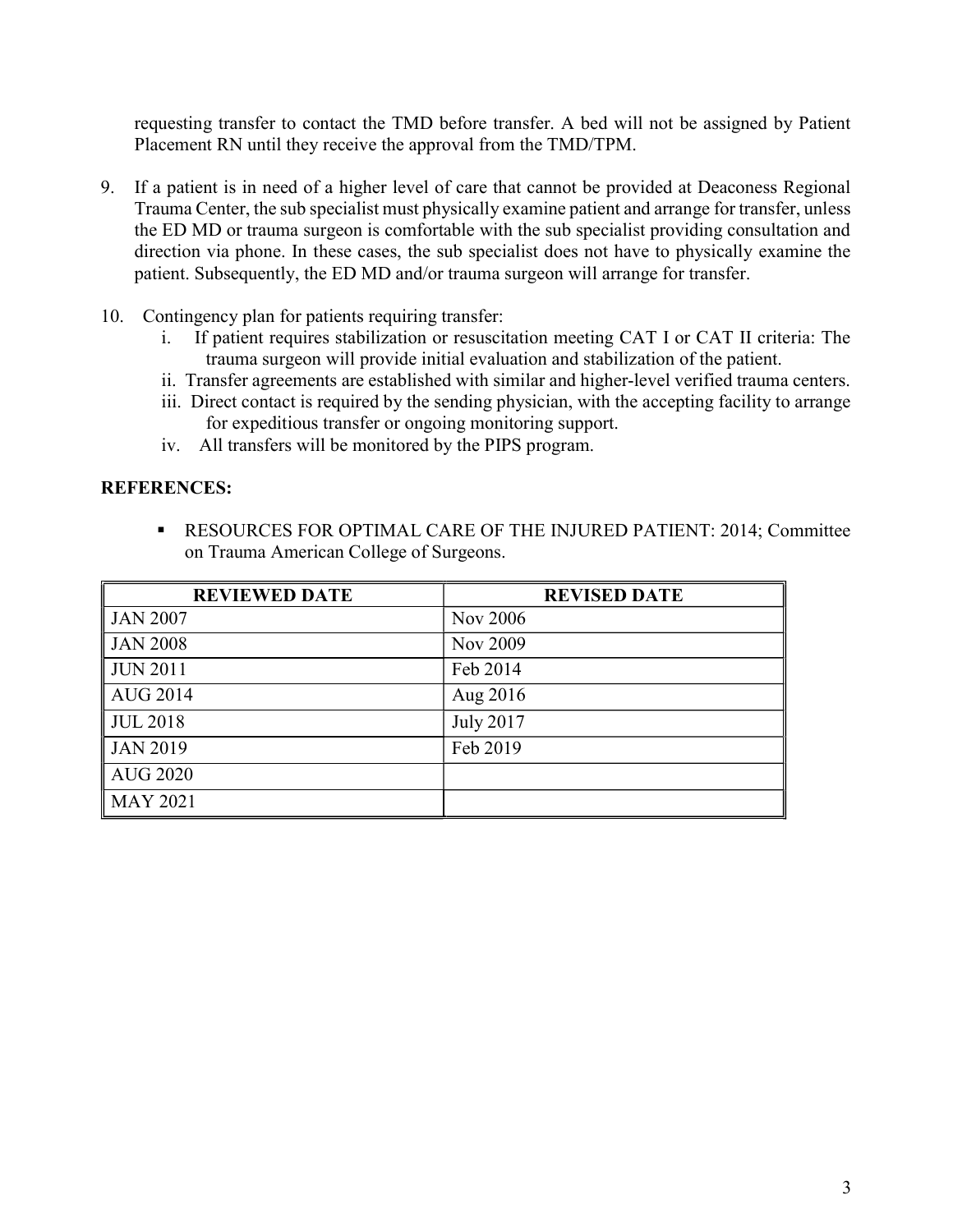requesting transfer to contact the TMD before transfer. A bed will not be assigned by Patient Placement RN until they receive the approval from the TMD/TPM.

9. If a patient is in need of a higher level of care that cannot be provided at Deaconess Regional Trauma Center, the sub specialist must physically examine patient and arrange for transfer, unless the ED MD or trauma surgeon is comfortable with the sub specialist providing consultation and direction via phone. In these cases, the sub specialist does not have to physically examine the patient. Subsequently, the ED MD and/or trauma surgeon will arrange for transfer.

10. Contingency plan for patients requiring transfer:
    i. If patient requires stabilization or resuscitation meeting CAT I or CAT II criteria: The trauma surgeon will provide initial evaluation and stabilization of the patient.
    ii. Transfer agreements are established with similar and higher-level verified trauma centers.
    iii. Direct contact is required by the sending physician, with the accepting facility to arrange for expeditious transfer or ongoing monitoring support.
    iv. All transfers will be monitored by the PIPS program.

**REFERENCES:**

- RESOURCES FOR OPTIMAL CARE OF THE INJURED PATIENT: 2014; Committee on Trauma American College of Surgeons.

| REVIEWED DATE | REVISED DATE |
|---|---|
| JAN 2007 | Nov 2006 |
| JAN 2008 | Nov 2009 |
| JUN 2011 | Feb 2014 |
| AUG 2014 | Aug 2016 |
| JUL 2018 | July 2017 |
| JAN 2019 | Feb 2019 |
| AUG 2020 | |
| MAY 2021 | |